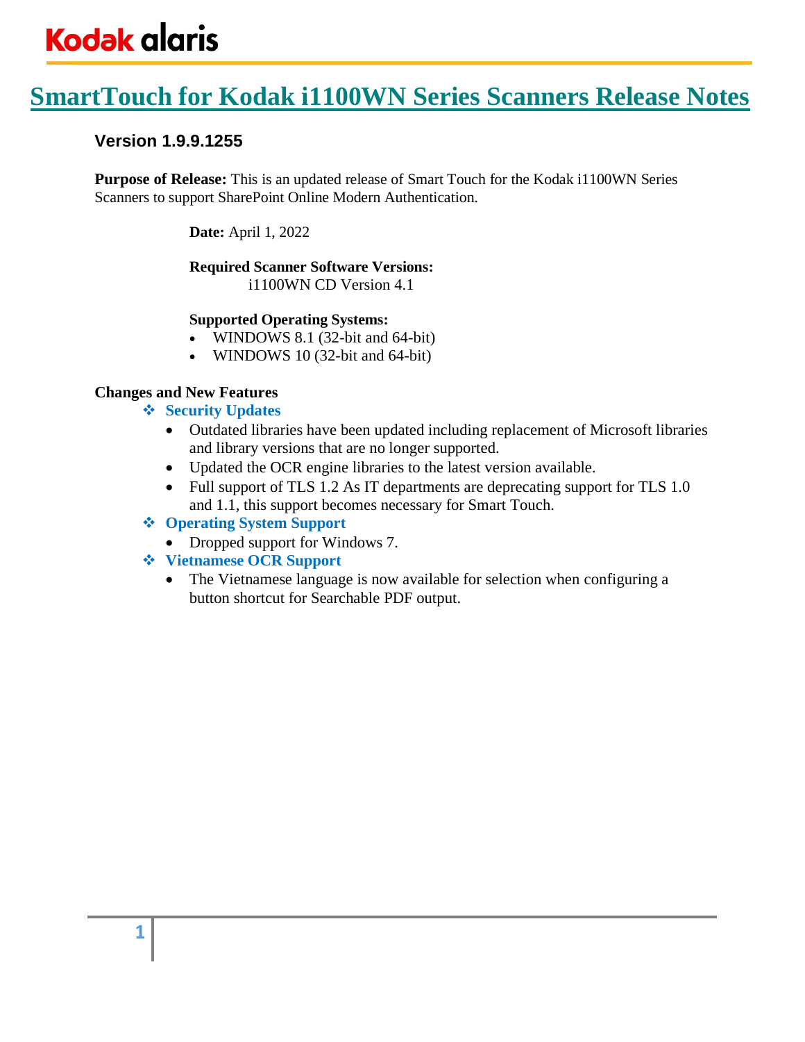Kodak alaris

# SmartTouch for Kodak i1100WN Series Scanners Release Notes

## Version 1.9.9.1255

**Purpose of Release:** This is an updated release of Smart Touch for the Kodak i1100WN Series Scanners to support SharePoint Online Modern Authentication.

**Date:** April 1, 2022

**Required Scanner Software Versions:**
i1100WN CD Version 4.1

**Supported Operating Systems:**

- WINDOWS 8.1 (32-bit and 64-bit)
- WINDOWS 10 (32-bit and 64-bit)

**Changes and New Features**

- **Security Updates**
  - Outdated libraries have been updated including replacement of Microsoft libraries and library versions that are no longer supported.
  - Updated the OCR engine libraries to the latest version available.
  - Full support of TLS 1.2 As IT departments are deprecating support for TLS 1.0 and 1.1, this support becomes necessary for Smart Touch.
- **Operating System Support**
  - Dropped support for Windows 7.
- **Vietnamese OCR Support**
  - The Vietnamese language is now available for selection when configuring a button shortcut for Searchable PDF output.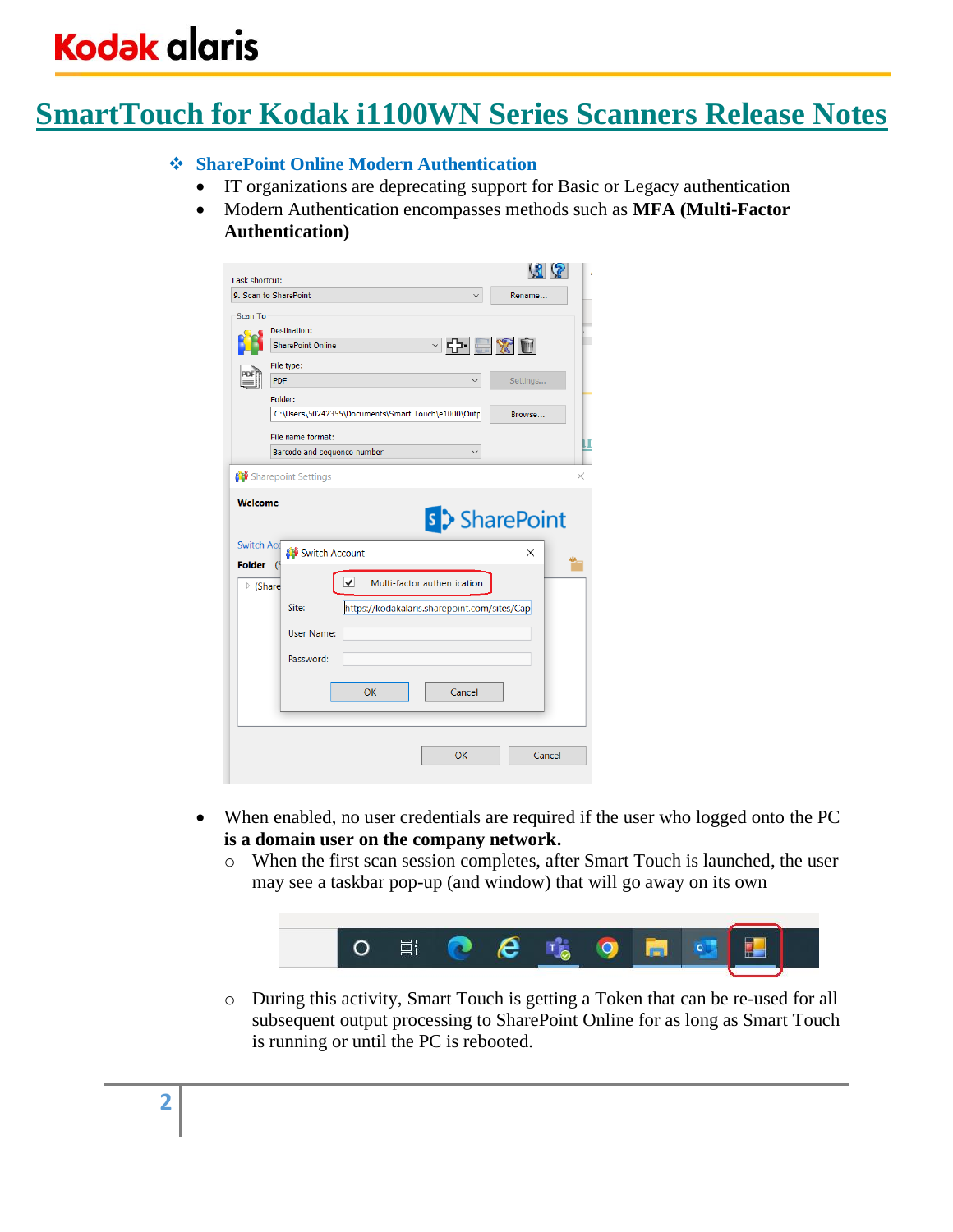# SmartTouch for Kodak i1100WN Series Scanners Release Notes

### SharePoint Online Modern Authentication

- IT organizations are deprecating support for Basic or Legacy authentication
- Modern Authentication encompasses methods such as **MFA (Multi-Factor Authentication)**

- When enabled, no user credentials are required if the user who logged onto the PC **is a domain user on the company network.**
  - When the first scan session completes, after Smart Touch is launched, the user may see a taskbar pop-up (and window) that will go away on its own
  - During this activity, Smart Touch is getting a Token that can be re-used for all subsequent output processing to SharePoint Online for as long as Smart Touch is running or until the PC is rebooted.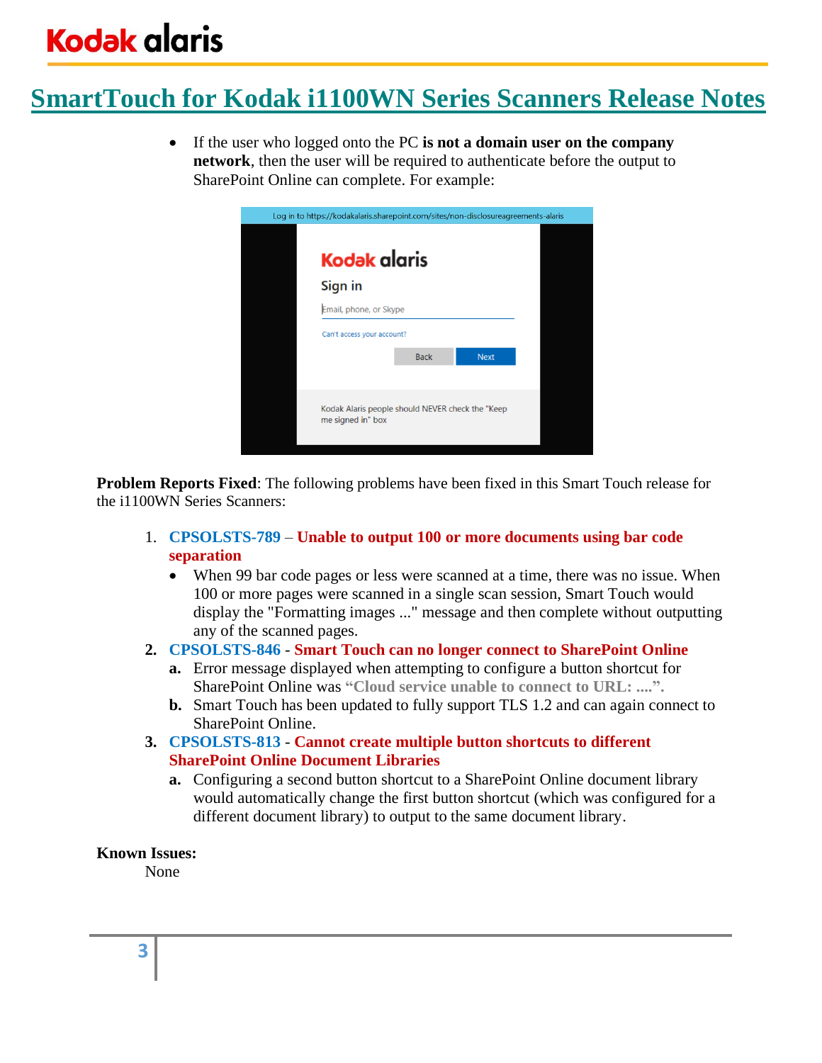- If the user who logged onto the PC **is not a domain user on the company network**, then the user will be required to authenticate before the output to SharePoint Online can complete. For example:

**Problem Reports Fixed**: The following problems have been fixed in this Smart Touch release for the i1100WN Series Scanners:

1. **CPSOLSTS-789** – **Unable to output 100 or more documents using bar code separation**
   - When 99 bar code pages or less were scanned at a time, there was no issue. When 100 or more pages were scanned in a single scan session, Smart Touch would display the "Formatting images ..." message and then complete without outputting any of the scanned pages.
2. **CPSOLSTS-846 - Smart Touch can no longer connect to SharePoint Online**
   a. Error message displayed when attempting to configure a button shortcut for SharePoint Online was **"Cloud service unable to connect to URL: ....".**
   b. Smart Touch has been updated to fully support TLS 1.2 and can again connect to SharePoint Online.
3. **CPSOLSTS-813 - Cannot create multiple button shortcuts to different SharePoint Online Document Libraries**
   a. Configuring a second button shortcut to a SharePoint Online document library would automatically change the first button shortcut (which was configured for a different document library) to output to the same document library.

**Known Issues:**

None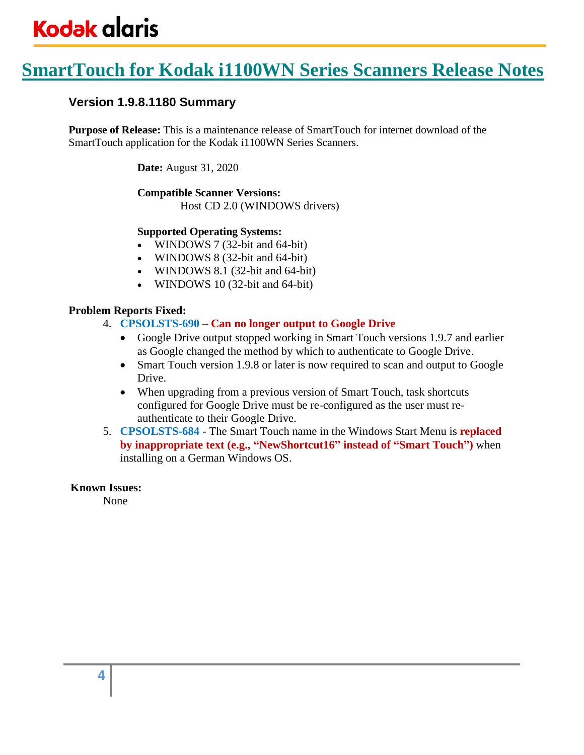# SmartTouch for Kodak i1100WN Series Scanners Release Notes

### Version 1.9.8.1180 Summary

**Purpose of Release:** This is a maintenance release of SmartTouch for internet download of the SmartTouch application for the Kodak i1100WN Series Scanners.

**Date:** August 31, 2020

**Compatible Scanner Versions:**
Host CD 2.0 (WINDOWS drivers)

**Supported Operating Systems:**

- WINDOWS 7 (32-bit and 64-bit)
- WINDOWS 8 (32-bit and 64-bit)
- WINDOWS 8.1 (32-bit and 64-bit)
- WINDOWS 10 (32-bit and 64-bit)

**Problem Reports Fixed:**

4. **CPSOLSTS-690** – **Can no longer output to Google Drive**
   - Google Drive output stopped working in Smart Touch versions 1.9.7 and earlier as Google changed the method by which to authenticate to Google Drive.
   - Smart Touch version 1.9.8 or later is now required to scan and output to Google Drive.
   - When upgrading from a previous version of Smart Touch, task shortcuts configured for Google Drive must be re-configured as the user must re-authenticate to their Google Drive.
5. **CPSOLSTS-684** - The Smart Touch name in the Windows Start Menu is **replaced by inappropriate text (e.g., "NewShortcut16" instead of "Smart Touch")** when installing on a German Windows OS.

**Known Issues:**
None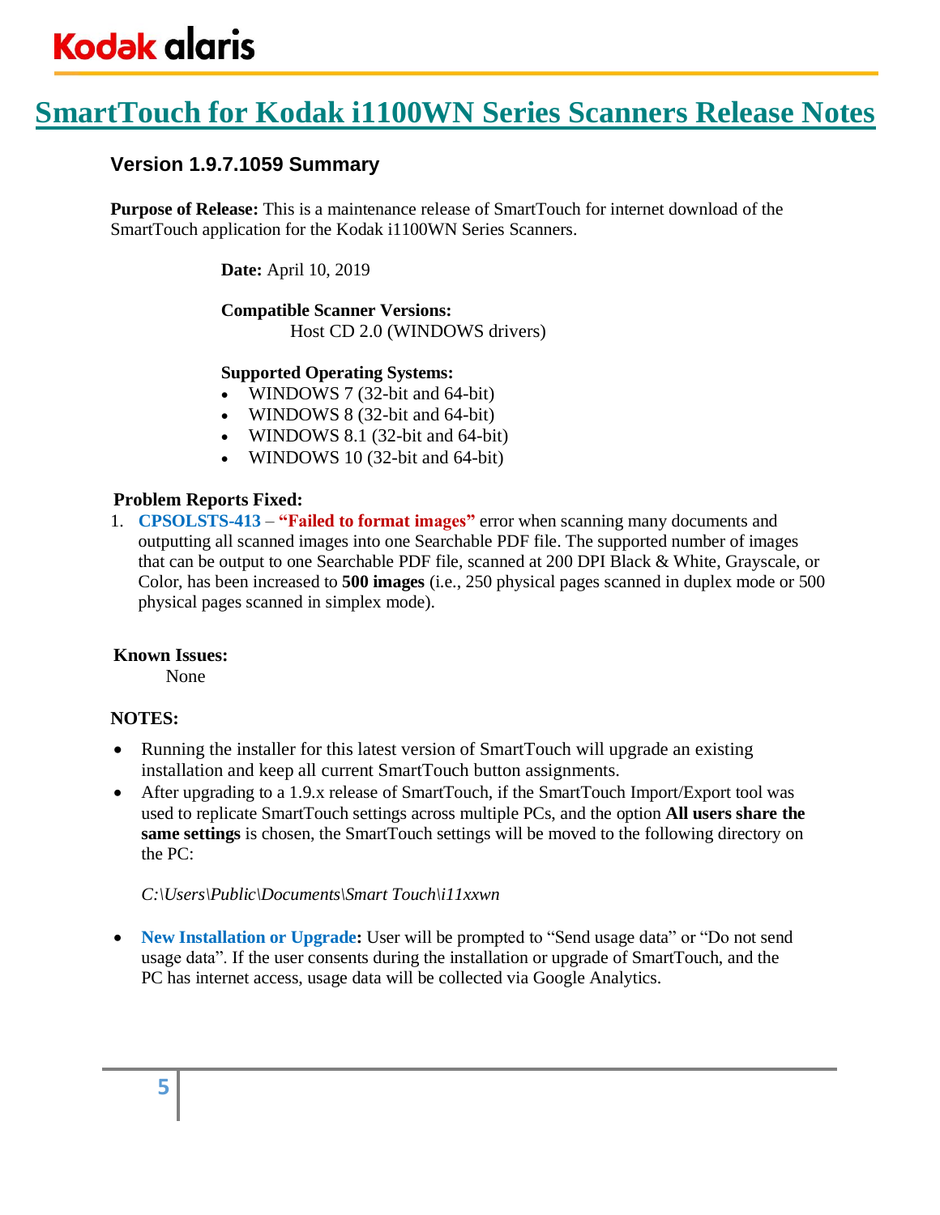# SmartTouch for Kodak i1100WN Series Scanners Release Notes

## Version 1.9.7.1059 Summary

**Purpose of Release:** This is a maintenance release of SmartTouch for internet download of the SmartTouch application for the Kodak i1100WN Series Scanners.

**Date:** April 10, 2019

**Compatible Scanner Versions:**
Host CD 2.0 (WINDOWS drivers)

**Supported Operating Systems:**

- WINDOWS 7 (32-bit and 64-bit)
- WINDOWS 8 (32-bit and 64-bit)
- WINDOWS 8.1 (32-bit and 64-bit)
- WINDOWS 10 (32-bit and 64-bit)

**Problem Reports Fixed:**

1. **CPSOLSTS-413** – **"Failed to format images"** error when scanning many documents and outputting all scanned images into one Searchable PDF file. The supported number of images that can be output to one Searchable PDF file, scanned at 200 DPI Black & White, Grayscale, or Color, has been increased to **500 images** (i.e., 250 physical pages scanned in duplex mode or 500 physical pages scanned in simplex mode).

**Known Issues:**
None

**NOTES:**

- Running the installer for this latest version of SmartTouch will upgrade an existing installation and keep all current SmartTouch button assignments.
- After upgrading to a 1.9.x release of SmartTouch, if the SmartTouch Import/Export tool was used to replicate SmartTouch settings across multiple PCs, and the option **All users share the same settings** is chosen, the SmartTouch settings will be moved to the following directory on the PC:

  *C:\Users\Public\Documents\Smart Touch\i11xxwn*

- **New Installation or Upgrade:** User will be prompted to "Send usage data" or "Do not send usage data". If the user consents during the installation or upgrade of SmartTouch, and the PC has internet access, usage data will be collected via Google Analytics.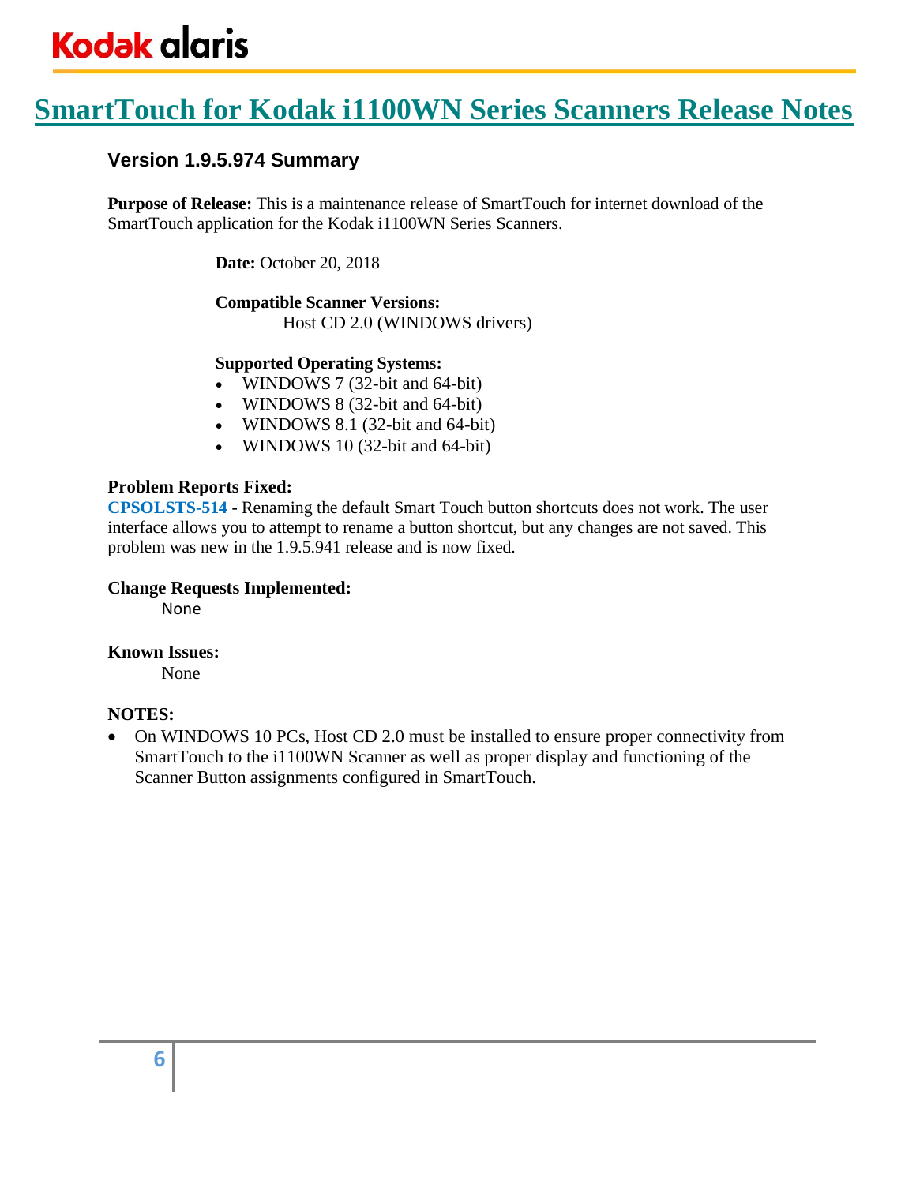# SmartTouch for Kodak i1100WN Series Scanners Release Notes

## Version 1.9.5.974 Summary

**Purpose of Release:** This is a maintenance release of SmartTouch for internet download of the SmartTouch application for the Kodak i1100WN Series Scanners.

**Date:** October 20, 2018

**Compatible Scanner Versions:**
Host CD 2.0 (WINDOWS drivers)

**Supported Operating Systems:**

- WINDOWS 7 (32-bit and 64-bit)
- WINDOWS 8 (32-bit and 64-bit)
- WINDOWS 8.1 (32-bit and 64-bit)
- WINDOWS 10 (32-bit and 64-bit)

**Problem Reports Fixed:**
**CPSOLSTS-514** - Renaming the default Smart Touch button shortcuts does not work. The user interface allows you to attempt to rename a button shortcut, but any changes are not saved. This problem was new in the 1.9.5.941 release and is now fixed.

**Change Requests Implemented:**
None

**Known Issues:**
None

**NOTES:**

- On WINDOWS 10 PCs, Host CD 2.0 must be installed to ensure proper connectivity from SmartTouch to the i1100WN Scanner as well as proper display and functioning of the Scanner Button assignments configured in SmartTouch.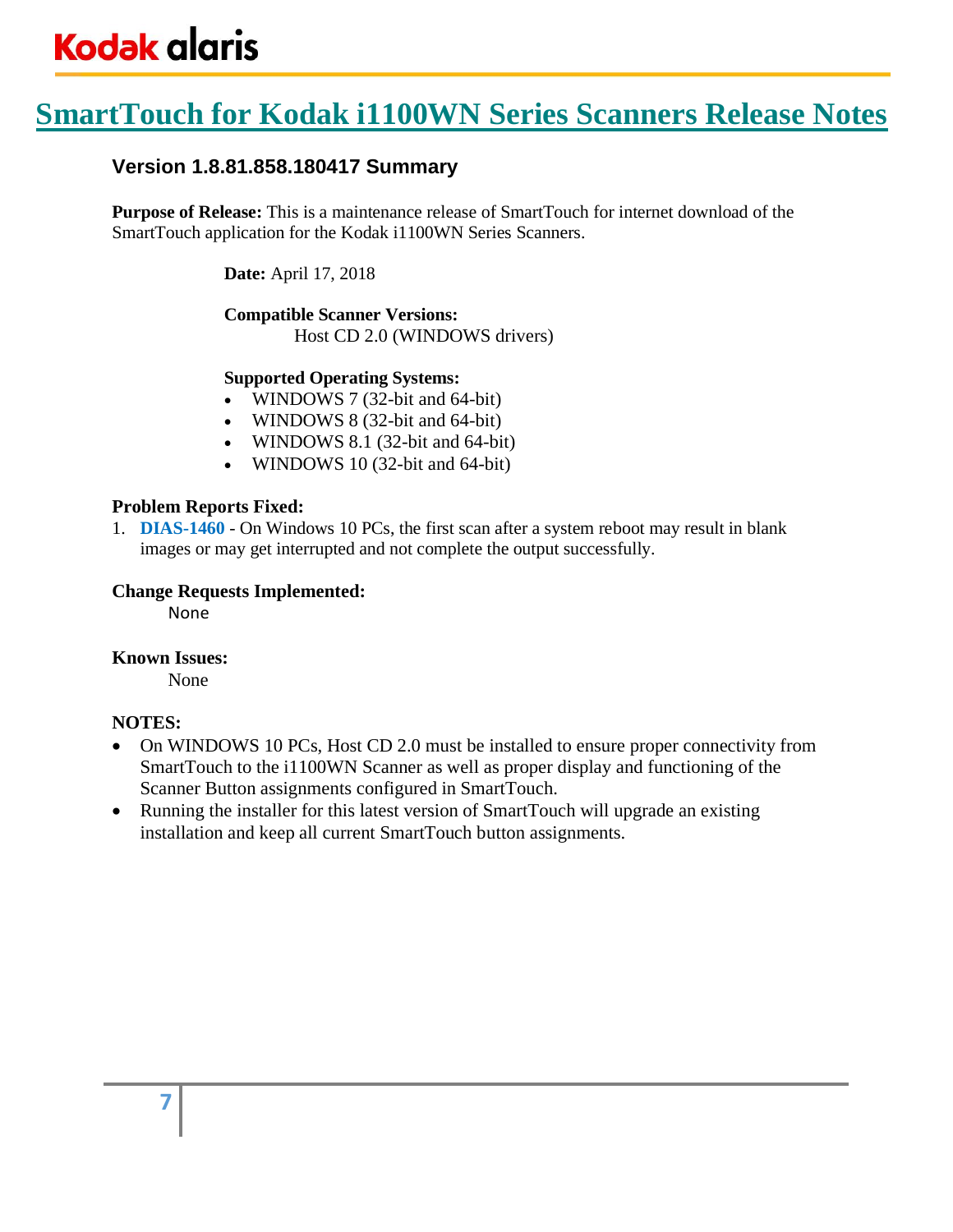# SmartTouch for Kodak i1100WN Series Scanners Release Notes

## Version 1.8.81.858.180417 Summary

**Purpose of Release:** This is a maintenance release of SmartTouch for internet download of the SmartTouch application for the Kodak i1100WN Series Scanners.

**Date:** April 17, 2018

**Compatible Scanner Versions:**
Host CD 2.0 (WINDOWS drivers)

**Supported Operating Systems:**

- WINDOWS 7 (32-bit and 64-bit)
- WINDOWS 8 (32-bit and 64-bit)
- WINDOWS 8.1 (32-bit and 64-bit)
- WINDOWS 10 (32-bit and 64-bit)

**Problem Reports Fixed:**

1. **DIAS-1460** - On Windows 10 PCs, the first scan after a system reboot may result in blank images or may get interrupted and not complete the output successfully.

**Change Requests Implemented:**
None

**Known Issues:**
None

**NOTES:**

- On WINDOWS 10 PCs, Host CD 2.0 must be installed to ensure proper connectivity from SmartTouch to the i1100WN Scanner as well as proper display and functioning of the Scanner Button assignments configured in SmartTouch.
- Running the installer for this latest version of SmartTouch will upgrade an existing installation and keep all current SmartTouch button assignments.